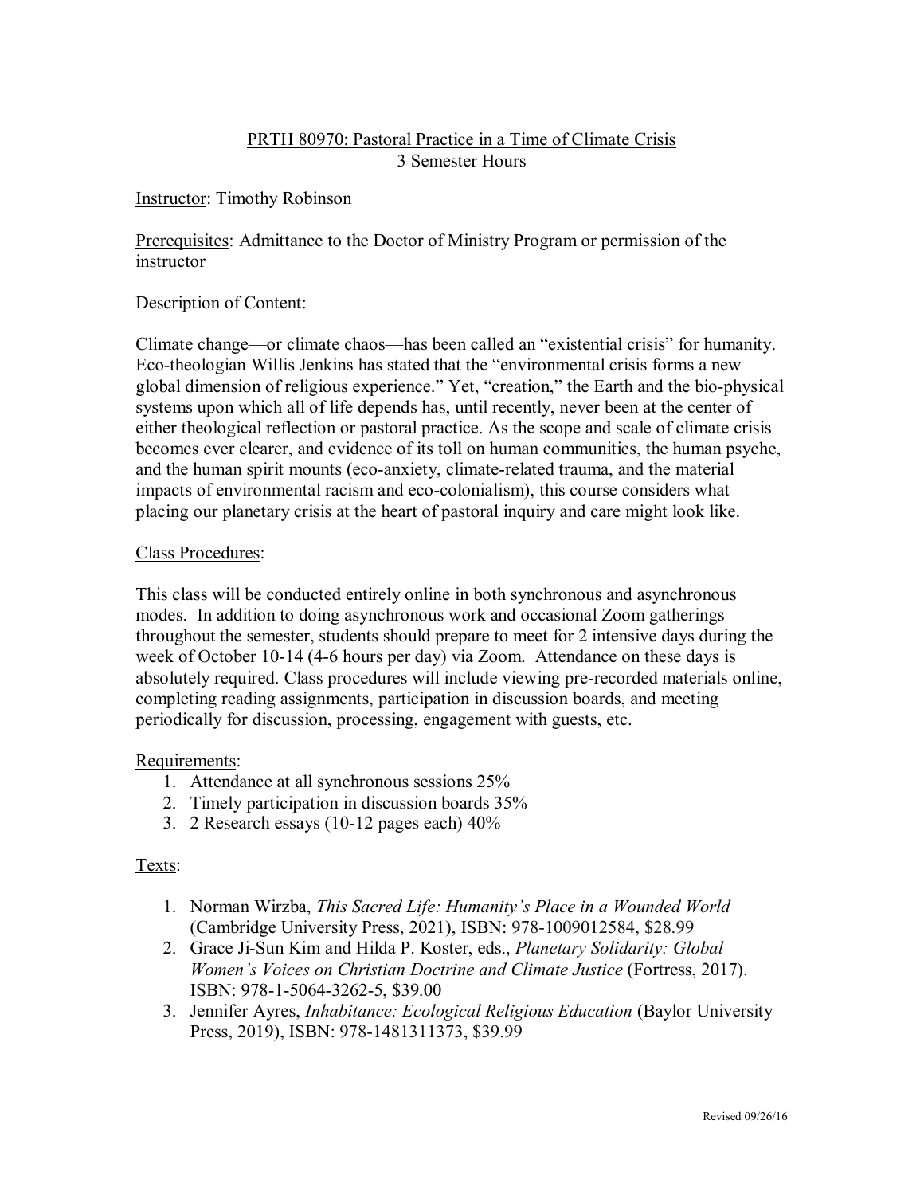# PRTH 80970: Pastoral Practice in a Time of Climate Crisis

3 Semester Hours

Instructor: Timothy Robinson

Prerequisites: Admittance to the Doctor of Ministry Program or permission of the instructor

## Description of Content:

Climate change—or climate chaos—has been called an "existential crisis" for humanity. Eco-theologian Willis Jenkins has stated that the "environmental crisis forms a new global dimension of religious experience." Yet, "creation," the Earth and the bio-physical systems upon which all of life depends has, until recently, never been at the center of either theological reflection or pastoral practice. As the scope and scale of climate crisis becomes ever clearer, and evidence of its toll on human communities, the human psyche, and the human spirit mounts (eco-anxiety, climate-related trauma, and the material impacts of environmental racism and eco-colonialism), this course considers what placing our planetary crisis at the heart of pastoral inquiry and care might look like.

## Class Procedures:

This class will be conducted entirely online in both synchronous and asynchronous modes. In addition to doing asynchronous work and occasional Zoom gatherings throughout the semester, students should prepare to meet for 2 intensive days during the week of October 10-14 (4-6 hours per day) via Zoom. Attendance on these days is absolutely required. Class procedures will include viewing pre-recorded materials online, completing reading assignments, participation in discussion boards, and meeting periodically for discussion, processing, engagement with guests, etc.

## Requirements:

1. Attendance at all synchronous sessions 25%
2. Timely participation in discussion boards 35%
3. 2 Research essays (10-12 pages each) 40%

## Texts:

1. Norman Wirzba, *This Sacred Life: Humanity's Place in a Wounded World* (Cambridge University Press, 2021), ISBN: 978-1009012584, $28.99
2. Grace Ji-Sun Kim and Hilda P. Koster, eds., *Planetary Solidarity: Global Women's Voices on Christian Doctrine and Climate Justice* (Fortress, 2017). ISBN: 978-1-5064-3262-5, $39.00
3. Jennifer Ayres, *Inhabitance: Ecological Religious Education* (Baylor University Press, 2019), ISBN: 978-1481311373, $39.99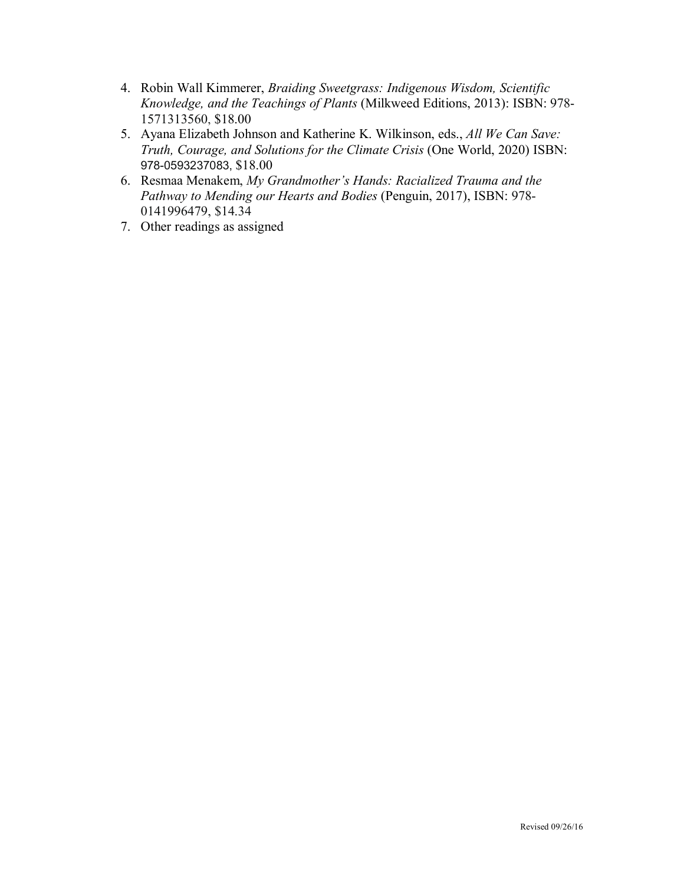4. Robin Wall Kimmerer, *Braiding Sweetgrass: Indigenous Wisdom, Scientific Knowledge, and the Teachings of Plants* (Milkweed Editions, 2013): ISBN: 978-1571313560, $18.00
5. Ayana Elizabeth Johnson and Katherine K. Wilkinson, eds., *All We Can Save: Truth, Courage, and Solutions for the Climate Crisis* (One World, 2020) ISBN: 978-0593237083, $18.00
6. Resmaa Menakem, *My Grandmother's Hands: Racialized Trauma and the Pathway to Mending our Hearts and Bodies* (Penguin, 2017), ISBN: 978-0141996479, $14.34
7. Other readings as assigned

Revised 09/26/16